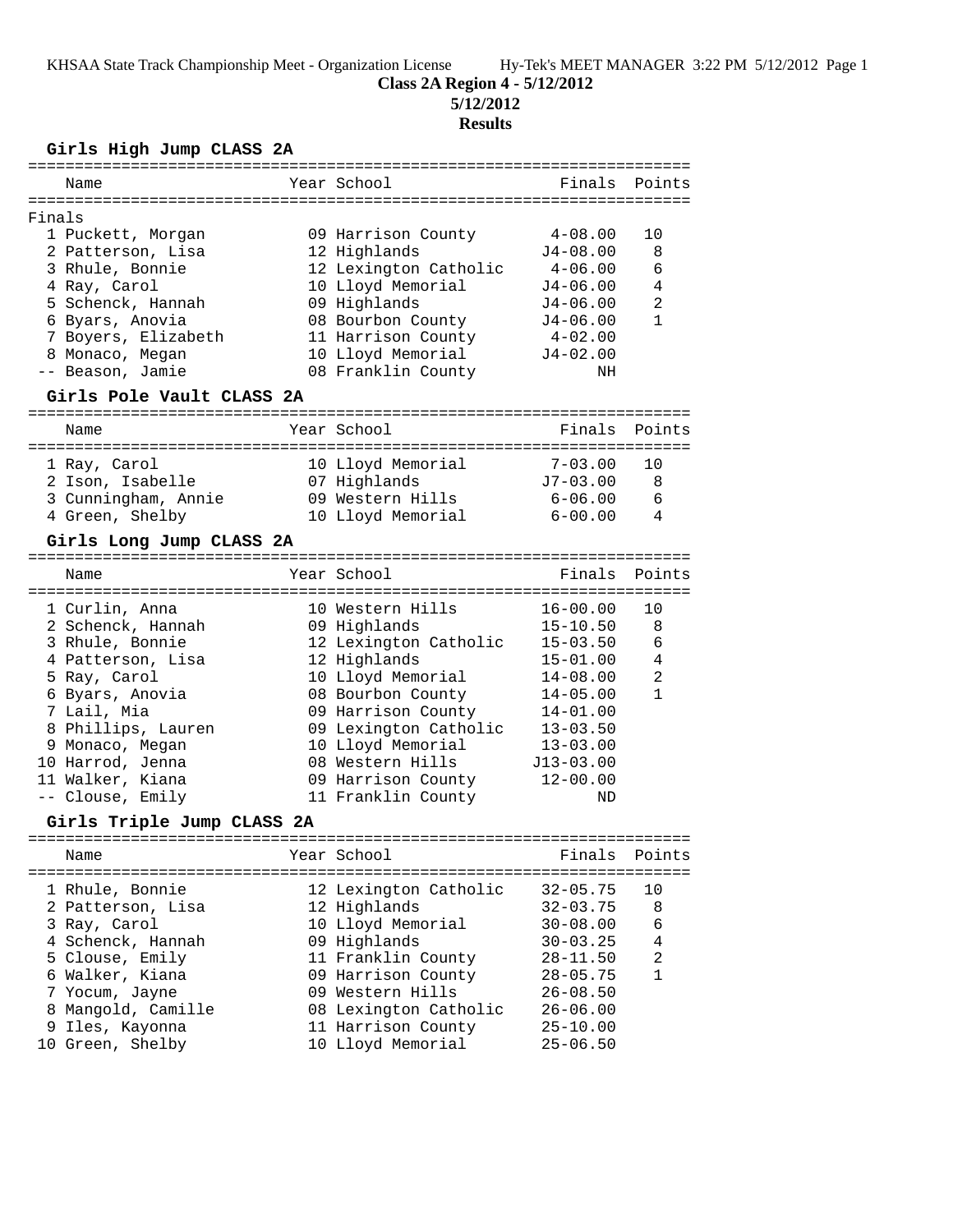**Class 2A Region 4 - 5/12/2012**

**5/12/2012**

**Results**

### Girls High Jump CLASS 2A

Finals

| | Name | Year | School | Finals | Points |
|---|---|---|---|---|---|
| 1 | Puckett, Morgan | 09 | Harrison County | 4-08.00 | 10 |
| 2 | Patterson, Lisa | 12 | Highlands | J4-08.00 | 8 |
| 3 | Rhule, Bonnie | 12 | Lexington Catholic | 4-06.00 | 6 |
| 4 | Ray, Carol | 10 | Lloyd Memorial | J4-06.00 | 4 |
| 5 | Schenck, Hannah | 09 | Highlands | J4-06.00 | 2 |
| 6 | Byars, Anovia | 08 | Bourbon County | J4-06.00 | 1 |
| 7 | Boyers, Elizabeth | 11 | Harrison County | 4-02.00 | |
| 8 | Monaco, Megan | 10 | Lloyd Memorial | J4-02.00 | |
| -- | Beason, Jamie | 08 | Franklin County | NH | |

### Girls Pole Vault CLASS 2A

| | Name | Year | School | Finals | Points |
|---|---|---|---|---|---|
| 1 | Ray, Carol | 10 | Lloyd Memorial | 7-03.00 | 10 |
| 2 | Ison, Isabelle | 07 | Highlands | J7-03.00 | 8 |
| 3 | Cunningham, Annie | 09 | Western Hills | 6-06.00 | 6 |
| 4 | Green, Shelby | 10 | Lloyd Memorial | 6-00.00 | 4 |

### Girls Long Jump CLASS 2A

| | Name | Year | School | Finals | Points |
|---|---|---|---|---|---|
| 1 | Curlin, Anna | 10 | Western Hills | 16-00.00 | 10 |
| 2 | Schenck, Hannah | 09 | Highlands | 15-10.50 | 8 |
| 3 | Rhule, Bonnie | 12 | Lexington Catholic | 15-03.50 | 6 |
| 4 | Patterson, Lisa | 12 | Highlands | 15-01.00 | 4 |
| 5 | Ray, Carol | 10 | Lloyd Memorial | 14-08.00 | 2 |
| 6 | Byars, Anovia | 08 | Bourbon County | 14-05.00 | 1 |
| 7 | Lail, Mia | 09 | Harrison County | 14-01.00 | |
| 8 | Phillips, Lauren | 09 | Lexington Catholic | 13-03.50 | |
| 9 | Monaco, Megan | 10 | Lloyd Memorial | 13-03.00 | |
| 10 | Harrod, Jenna | 08 | Western Hills | J13-03.00 | |
| 11 | Walker, Kiana | 09 | Harrison County | 12-00.00 | |
| -- | Clouse, Emily | 11 | Franklin County | ND | |

### Girls Triple Jump CLASS 2A

| | Name | Year | School | Finals | Points |
|---|---|---|---|---|---|
| 1 | Rhule, Bonnie | 12 | Lexington Catholic | 32-05.75 | 10 |
| 2 | Patterson, Lisa | 12 | Highlands | 32-03.75 | 8 |
| 3 | Ray, Carol | 10 | Lloyd Memorial | 30-08.00 | 6 |
| 4 | Schenck, Hannah | 09 | Highlands | 30-03.25 | 4 |
| 5 | Clouse, Emily | 11 | Franklin County | 28-11.50 | 2 |
| 6 | Walker, Kiana | 09 | Harrison County | 28-05.75 | 1 |
| 7 | Yocum, Jayne | 09 | Western Hills | 26-08.50 | |
| 8 | Mangold, Camille | 08 | Lexington Catholic | 26-06.00 | |
| 9 | Iles, Kayonna | 11 | Harrison County | 25-10.00 | |
| 10 | Green, Shelby | 10 | Lloyd Memorial | 25-06.50 | |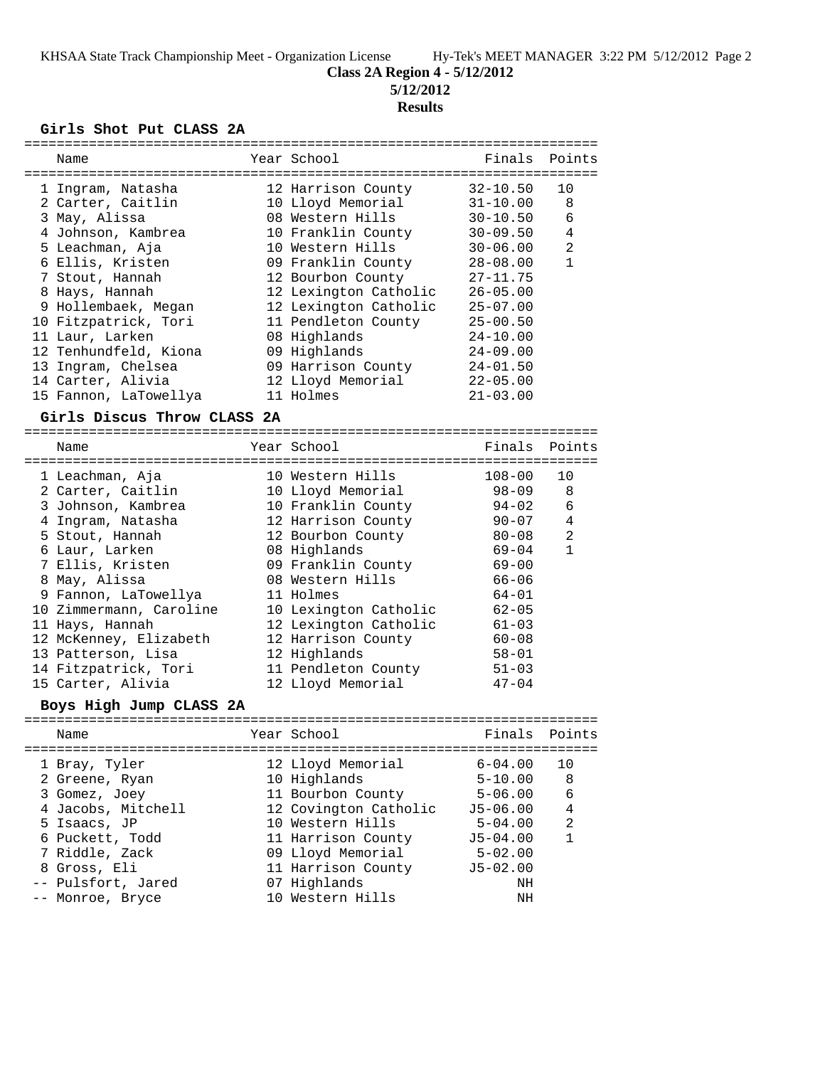**Class 2A Region 4 - 5/12/2012**

**5/12/2012**

**Results**

### Girls Shot Put CLASS 2A

| | Name | Year | School | Finals | Points |
|---|---|---|---|---|---|
| 1 | Ingram, Natasha | 12 | Harrison County | 32-10.50 | 10 |
| 2 | Carter, Caitlin | 10 | Lloyd Memorial | 31-10.00 | 8 |
| 3 | May, Alissa | 08 | Western Hills | 30-10.50 | 6 |
| 4 | Johnson, Kambrea | 10 | Franklin County | 30-09.50 | 4 |
| 5 | Leachman, Aja | 10 | Western Hills | 30-06.00 | 2 |
| 6 | Ellis, Kristen | 09 | Franklin County | 28-08.00 | 1 |
| 7 | Stout, Hannah | 12 | Bourbon County | 27-11.75 | |
| 8 | Hays, Hannah | 12 | Lexington Catholic | 26-05.00 | |
| 9 | Hollembaek, Megan | 12 | Lexington Catholic | 25-07.00 | |
| 10 | Fitzpatrick, Tori | 11 | Pendleton County | 25-00.50 | |
| 11 | Laur, Larken | 08 | Highlands | 24-10.00 | |
| 12 | Tenhundfeld, Kiona | 09 | Highlands | 24-09.00 | |
| 13 | Ingram, Chelsea | 09 | Harrison County | 24-01.50 | |
| 14 | Carter, Alivia | 12 | Lloyd Memorial | 22-05.00 | |
| 15 | Fannon, LaTowellya | 11 | Holmes | 21-03.00 | |

### Girls Discus Throw CLASS 2A

| | Name | Year | School | Finals | Points |
|---|---|---|---|---|---|
| 1 | Leachman, Aja | 10 | Western Hills | 108-00 | 10 |
| 2 | Carter, Caitlin | 10 | Lloyd Memorial | 98-09 | 8 |
| 3 | Johnson, Kambrea | 10 | Franklin County | 94-02 | 6 |
| 4 | Ingram, Natasha | 12 | Harrison County | 90-07 | 4 |
| 5 | Stout, Hannah | 12 | Bourbon County | 80-08 | 2 |
| 6 | Laur, Larken | 08 | Highlands | 69-04 | 1 |
| 7 | Ellis, Kristen | 09 | Franklin County | 69-00 | |
| 8 | May, Alissa | 08 | Western Hills | 66-06 | |
| 9 | Fannon, LaTowellya | 11 | Holmes | 64-01 | |
| 10 | Zimmermann, Caroline | 10 | Lexington Catholic | 62-05 | |
| 11 | Hays, Hannah | 12 | Lexington Catholic | 61-03 | |
| 12 | McKenney, Elizabeth | 12 | Harrison County | 60-08 | |
| 13 | Patterson, Lisa | 12 | Highlands | 58-01 | |
| 14 | Fitzpatrick, Tori | 11 | Pendleton County | 51-03 | |
| 15 | Carter, Alivia | 12 | Lloyd Memorial | 47-04 | |

### Boys High Jump CLASS 2A

| | Name | Year | School | Finals | Points |
|---|---|---|---|---|---|
| 1 | Bray, Tyler | 12 | Lloyd Memorial | 6-04.00 | 10 |
| 2 | Greene, Ryan | 10 | Highlands | 5-10.00 | 8 |
| 3 | Gomez, Joey | 11 | Bourbon County | 5-06.00 | 6 |
| 4 | Jacobs, Mitchell | 12 | Covington Catholic | J5-06.00 | 4 |
| 5 | Isaacs, JP | 10 | Western Hills | 5-04.00 | 2 |
| 6 | Puckett, Todd | 11 | Harrison County | J5-04.00 | 1 |
| 7 | Riddle, Zack | 09 | Lloyd Memorial | 5-02.00 | |
| 8 | Gross, Eli | 11 | Harrison County | J5-02.00 | |
| -- | Pulsfort, Jared | 07 | Highlands | NH | |
| -- | Monroe, Bryce | 10 | Western Hills | NH | |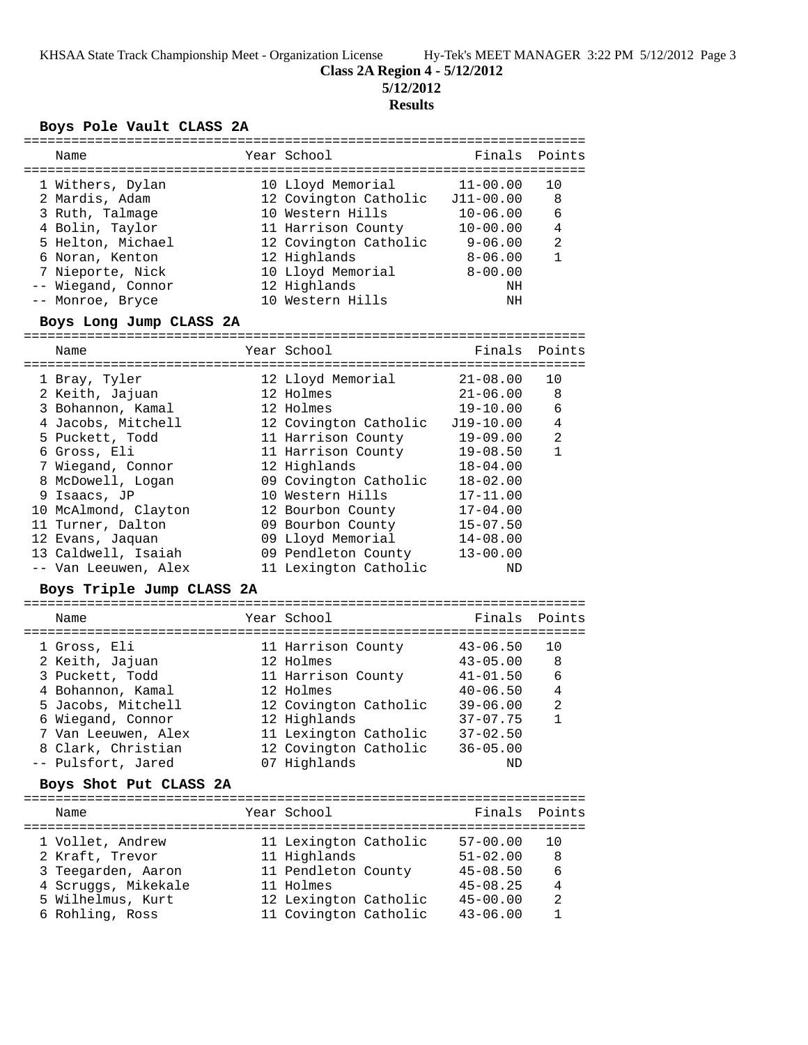**Class 2A Region 4 - 5/12/2012**

**5/12/2012**

**Results**

### Boys Pole Vault CLASS 2A

| Place | Name | Year | School | Finals | Points |
|---|---|---|---|---|---|
| 1 | Withers, Dylan | 10 | Lloyd Memorial | 11-00.00 | 10 |
| 2 | Mardis, Adam | 12 | Covington Catholic | J11-00.00 | 8 |
| 3 | Ruth, Talmage | 10 | Western Hills | 10-06.00 | 6 |
| 4 | Bolin, Taylor | 11 | Harrison County | 10-00.00 | 4 |
| 5 | Helton, Michael | 12 | Covington Catholic | 9-06.00 | 2 |
| 6 | Noran, Kenton | 12 | Highlands | 8-06.00 | 1 |
| 7 | Nieporte, Nick | 10 | Lloyd Memorial | 8-00.00 | |
| -- | Wiegand, Connor | 12 | Highlands | NH | |
| -- | Monroe, Bryce | 10 | Western Hills | NH | |

### Boys Long Jump CLASS 2A

| Place | Name | Year | School | Finals | Points |
|---|---|---|---|---|---|
| 1 | Bray, Tyler | 12 | Lloyd Memorial | 21-08.00 | 10 |
| 2 | Keith, Jajuan | 12 | Holmes | 21-06.00 | 8 |
| 3 | Bohannon, Kamal | 12 | Holmes | 19-10.00 | 6 |
| 4 | Jacobs, Mitchell | 12 | Covington Catholic | J19-10.00 | 4 |
| 5 | Puckett, Todd | 11 | Harrison County | 19-09.00 | 2 |
| 6 | Gross, Eli | 11 | Harrison County | 19-08.50 | 1 |
| 7 | Wiegand, Connor | 12 | Highlands | 18-04.00 | |
| 8 | McDowell, Logan | 09 | Covington Catholic | 18-02.00 | |
| 9 | Isaacs, JP | 10 | Western Hills | 17-11.00 | |
| 10 | McAlmond, Clayton | 12 | Bourbon County | 17-04.00 | |
| 11 | Turner, Dalton | 09 | Bourbon County | 15-07.50 | |
| 12 | Evans, Jaquan | 09 | Lloyd Memorial | 14-08.00 | |
| 13 | Caldwell, Isaiah | 09 | Pendleton County | 13-00.00 | |
| -- | Van Leeuwen, Alex | 11 | Lexington Catholic | ND | |

### Boys Triple Jump CLASS 2A

| Place | Name | Year | School | Finals | Points |
|---|---|---|---|---|---|
| 1 | Gross, Eli | 11 | Harrison County | 43-06.50 | 10 |
| 2 | Keith, Jajuan | 12 | Holmes | 43-05.00 | 8 |
| 3 | Puckett, Todd | 11 | Harrison County | 41-01.50 | 6 |
| 4 | Bohannon, Kamal | 12 | Holmes | 40-06.50 | 4 |
| 5 | Jacobs, Mitchell | 12 | Covington Catholic | 39-06.00 | 2 |
| 6 | Wiegand, Connor | 12 | Highlands | 37-07.75 | 1 |
| 7 | Van Leeuwen, Alex | 11 | Lexington Catholic | 37-02.50 | |
| 8 | Clark, Christian | 12 | Covington Catholic | 36-05.00 | |
| -- | Pulsfort, Jared | 07 | Highlands | ND | |

### Boys Shot Put CLASS 2A

| Place | Name | Year | School | Finals | Points |
|---|---|---|---|---|---|
| 1 | Vollet, Andrew | 11 | Lexington Catholic | 57-00.00 | 10 |
| 2 | Kraft, Trevor | 11 | Highlands | 51-02.00 | 8 |
| 3 | Teegarden, Aaron | 11 | Pendleton County | 45-08.50 | 6 |
| 4 | Scruggs, Mikekale | 11 | Holmes | 45-08.25 | 4 |
| 5 | Wilhelmus, Kurt | 12 | Lexington Catholic | 45-00.00 | 2 |
| 6 | Rohling, Ross | 11 | Covington Catholic | 43-06.00 | 1 |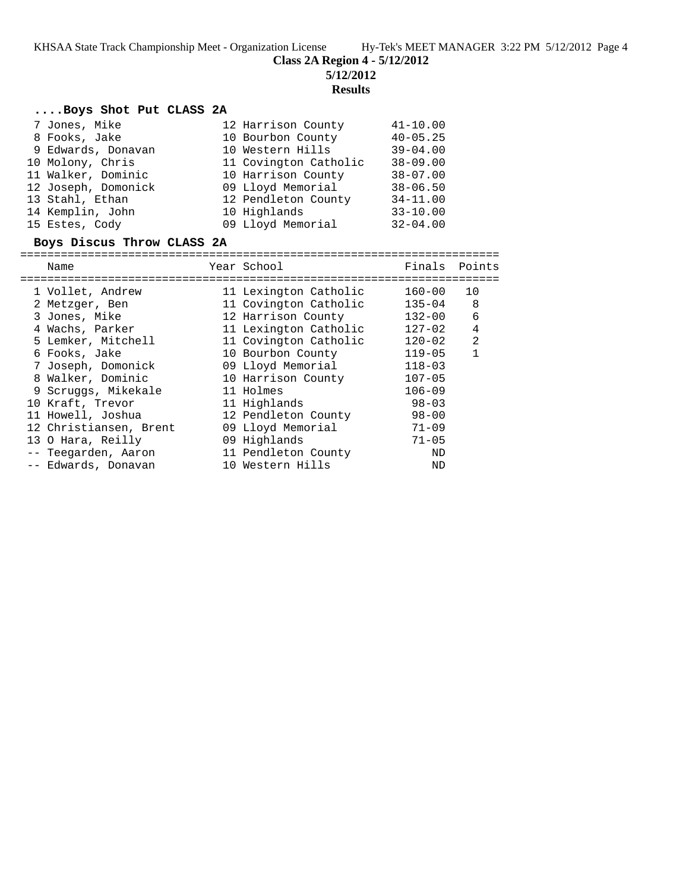**Class 2A Region 4 - 5/12/2012**

**5/12/2012**

**Results**

### ....Boys Shot Put CLASS 2A

| | | | | |
|---|---|---|---|---|
| 7 | Jones, Mike | 12 | Harrison County | 41-10.00 |
| 8 | Fooks, Jake | 10 | Bourbon County | 40-05.25 |
| 9 | Edwards, Donavan | 10 | Western Hills | 39-04.00 |
| 10 | Molony, Chris | 11 | Covington Catholic | 38-09.00 |
| 11 | Walker, Dominic | 10 | Harrison County | 38-07.00 |
| 12 | Joseph, Domonick | 09 | Lloyd Memorial | 38-06.50 |
| 13 | Stahl, Ethan | 12 | Pendleton County | 34-11.00 |
| 14 | Kemplin, John | 10 | Highlands | 33-10.00 |
| 15 | Estes, Cody | 09 | Lloyd Memorial | 32-04.00 |

### Boys Discus Throw CLASS 2A

| | Name | Year | School | Finals | Points |
|---|---|---|---|---|---|
| 1 | Vollet, Andrew | 11 | Lexington Catholic | 160-00 | 10 |
| 2 | Metzger, Ben | 11 | Covington Catholic | 135-04 | 8 |
| 3 | Jones, Mike | 12 | Harrison County | 132-00 | 6 |
| 4 | Wachs, Parker | 11 | Lexington Catholic | 127-02 | 4 |
| 5 | Lemker, Mitchell | 11 | Covington Catholic | 120-02 | 2 |
| 6 | Fooks, Jake | 10 | Bourbon County | 119-05 | 1 |
| 7 | Joseph, Domonick | 09 | Lloyd Memorial | 118-03 | |
| 8 | Walker, Dominic | 10 | Harrison County | 107-05 | |
| 9 | Scruggs, Mikekale | 11 | Holmes | 106-09 | |
| 10 | Kraft, Trevor | 11 | Highlands | 98-03 | |
| 11 | Howell, Joshua | 12 | Pendleton County | 98-00 | |
| 12 | Christiansen, Brent | 09 | Lloyd Memorial | 71-09 | |
| 13 | O Hara, Reilly | 09 | Highlands | 71-05 | |
| -- | Teegarden, Aaron | 11 | Pendleton County | ND | |
| -- | Edwards, Donavan | 10 | Western Hills | ND | |